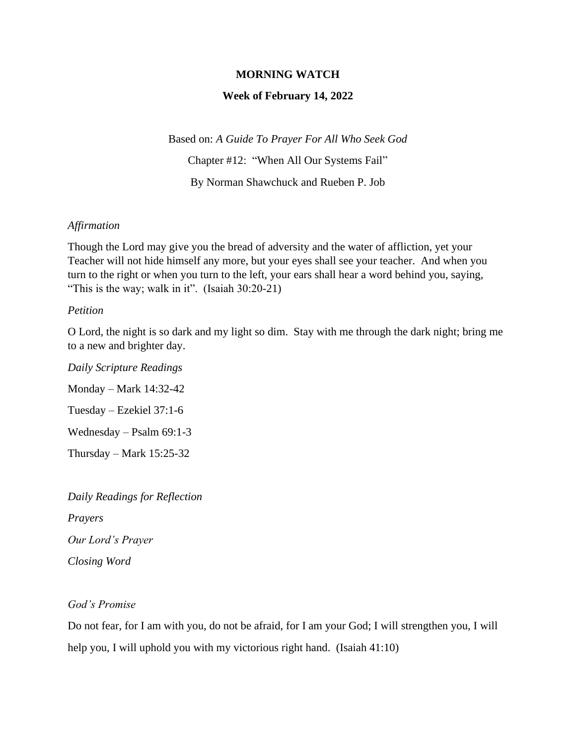# MORNING WATCH

## Week of February 14, 2022

Based on: *A Guide To Prayer For All Who Seek God*

Chapter #12: "When All Our Systems Fail"

By Norman Shawchuck and Rueben P. Job

*Affirmation*

Though the Lord may give you the bread of adversity and the water of affliction, yet your Teacher will not hide himself any more, but your eyes shall see your teacher. And when you turn to the right or when you turn to the left, your ears shall hear a word behind you, saying, "This is the way; walk in it". (Isaiah 30:20-21)

*Petition*

O Lord, the night is so dark and my light so dim. Stay with me through the dark night; bring me to a new and brighter day.

*Daily Scripture Readings*

Monday – Mark 14:32-42

Tuesday – Ezekiel 37:1-6

Wednesday – Psalm 69:1-3

Thursday – Mark 15:25-32

*Daily Readings for Reflection*

*Prayers*

*Our Lord's Prayer*

*Closing Word*

*God's Promise*

Do not fear, for I am with you, do not be afraid, for I am your God; I will strengthen you, I will help you, I will uphold you with my victorious right hand. (Isaiah 41:10)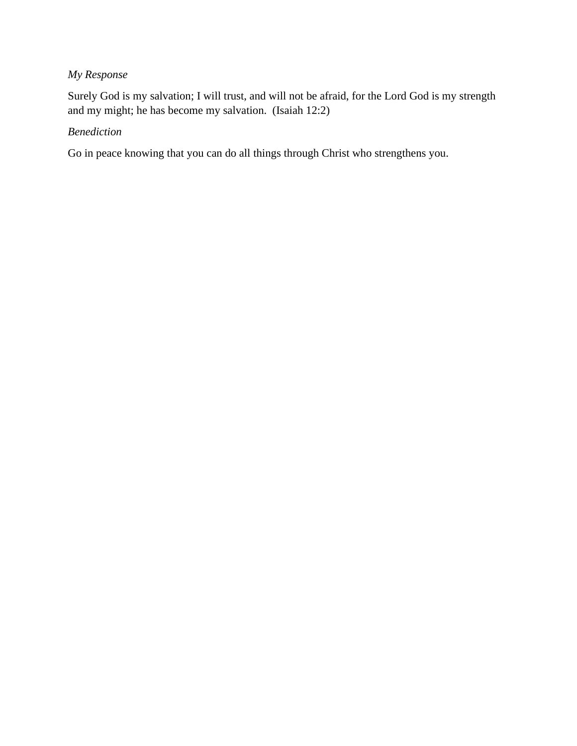*My Response*

Surely God is my salvation; I will trust, and will not be afraid, for the Lord God is my strength and my might; he has become my salvation. (Isaiah 12:2)

*Benediction*

Go in peace knowing that you can do all things through Christ who strengthens you.